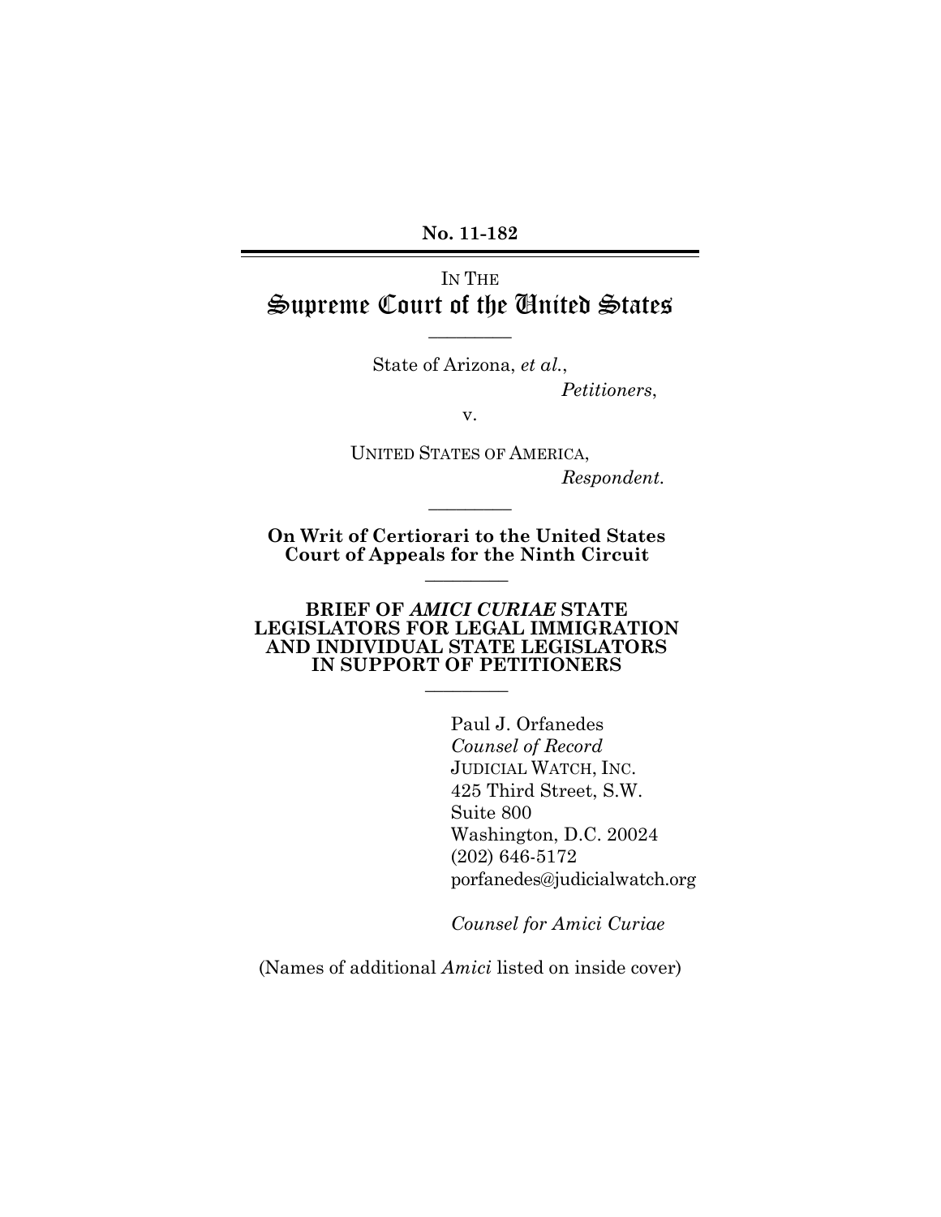**No. 11-182**

IN THE

# Supreme Court of the United States

---

State of Arizona, *et al.*,

*Petitioners*,

v.

UNITED STATES OF AMERICA,

*Respondent.*

---

**On Writ of Certiorari to the United States Court of Appeals for the Ninth Circuit**

---

**BRIEF OF *AMICI CURIAE* STATE LEGISLATORS FOR LEGAL IMMIGRATION AND INDIVIDUAL STATE LEGISLATORS IN SUPPORT OF PETITIONERS**

---

Paul J. Orfanedes
*Counsel of Record*
JUDICIAL WATCH, INC.
425 Third Street, S.W.
Suite 800
Washington, D.C. 20024
(202) 646-5172
porfanedes@judicialwatch.org

*Counsel for Amici Curiae*

(Names of additional *Amici* listed on inside cover)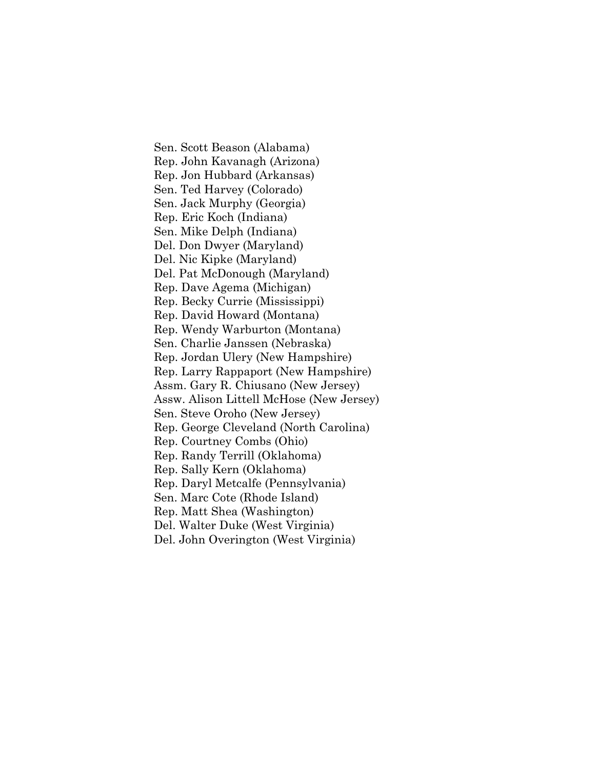Sen. Scott Beason (Alabama)
Rep. John Kavanagh (Arizona)
Rep. Jon Hubbard (Arkansas)
Sen. Ted Harvey (Colorado)
Sen. Jack Murphy (Georgia)
Rep. Eric Koch (Indiana)
Sen. Mike Delph (Indiana)
Del. Don Dwyer (Maryland)
Del. Nic Kipke (Maryland)
Del. Pat McDonough (Maryland)
Rep. Dave Agema (Michigan)
Rep. Becky Currie (Mississippi)
Rep. David Howard (Montana)
Rep. Wendy Warburton (Montana)
Sen. Charlie Janssen (Nebraska)
Rep. Jordan Ulery (New Hampshire)
Rep. Larry Rappaport (New Hampshire)
Assm. Gary R. Chiusano (New Jersey)
Assw. Alison Littell McHose (New Jersey)
Sen. Steve Oroho (New Jersey)
Rep. George Cleveland (North Carolina)
Rep. Courtney Combs (Ohio)
Rep. Randy Terrill (Oklahoma)
Rep. Sally Kern (Oklahoma)
Rep. Daryl Metcalfe (Pennsylvania)
Sen. Marc Cote (Rhode Island)
Rep. Matt Shea (Washington)
Del. Walter Duke (West Virginia)
Del. John Overington (West Virginia)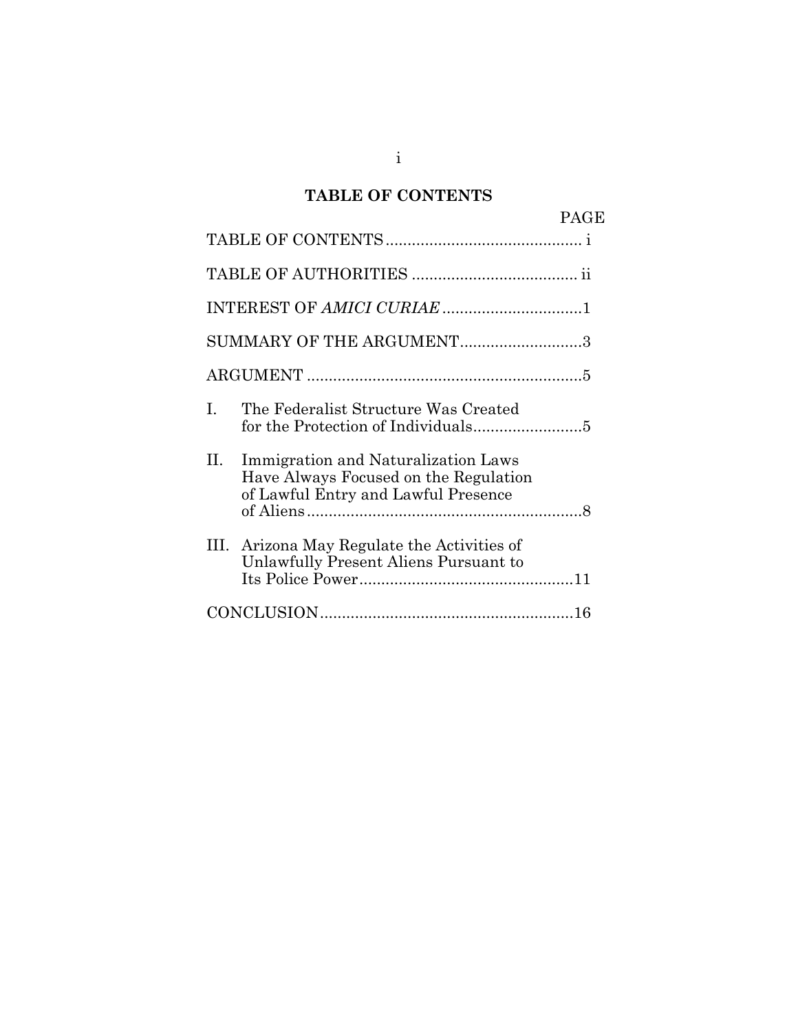## TABLE OF CONTENTS

| | PAGE |
|---|---|
| TABLE OF CONTENTS | i |
| TABLE OF AUTHORITIES | ii |
| INTEREST OF *AMICI CURIAE* | 1 |
| SUMMARY OF THE ARGUMENT | 3 |
| ARGUMENT | 5 |
| I. The Federalist Structure Was Created for the Protection of Individuals | 5 |
| II. Immigration and Naturalization Laws Have Always Focused on the Regulation of Lawful Entry and Lawful Presence of Aliens | 8 |
| III. Arizona May Regulate the Activities of Unlawfully Present Aliens Pursuant to Its Police Power | 11 |
| CONCLUSION | 16 |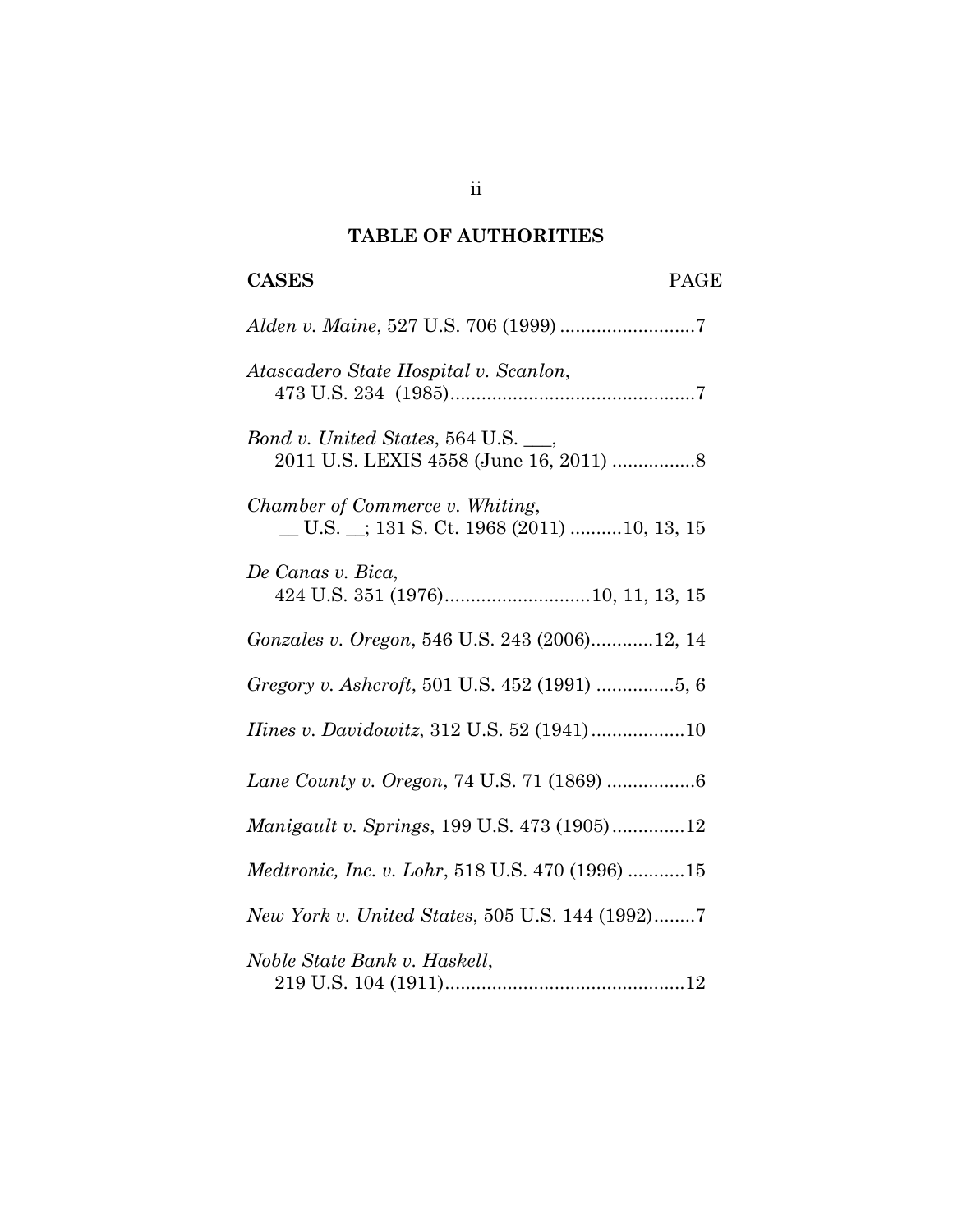## TABLE OF AUTHORITIES

**CASES** PAGE

*Alden v. Maine*, 527 U.S. 706 (1999) ..........................7

*Atascadero State Hospital v. Scanlon*,
473 U.S. 234 (1985)...............................................7

*Bond v. United States*, 564 U.S. ___,
2011 U.S. LEXIS 4558 (June 16, 2011) ................8

*Chamber of Commerce v. Whiting*,
__ U.S. __; 131 S. Ct. 1968 (2011) ..........10, 13, 15

*De Canas v. Bica*,
424 U.S. 351 (1976)............................10, 11, 13, 15

*Gonzales v. Oregon*, 546 U.S. 243 (2006)............12, 14

*Gregory v. Ashcroft*, 501 U.S. 452 (1991) ...............5, 6

*Hines v. Davidowitz*, 312 U.S. 52 (1941)..................10

*Lane County v. Oregon*, 74 U.S. 71 (1869) .................6

*Manigault v. Springs*, 199 U.S. 473 (1905)..............12

*Medtronic, Inc. v. Lohr*, 518 U.S. 470 (1996) ...........15

*New York v. United States*, 505 U.S. 144 (1992)........7

*Noble State Bank v. Haskell*,
219 U.S. 104 (1911)..............................................12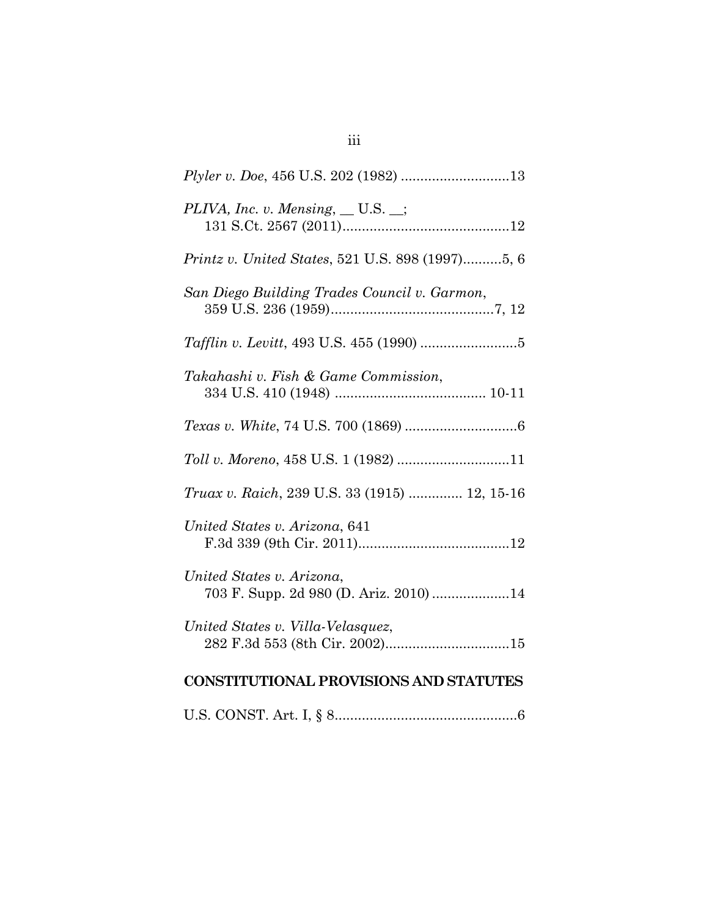*Plyler v. Doe*, 456 U.S. 202 (1982) ............................13

*PLIVA, Inc. v. Mensing*, __ U.S. __;
131 S.Ct. 2567 (2011)...........................................12

*Printz v. United States*, 521 U.S. 898 (1997)..........5, 6

*San Diego Building Trades Council v. Garmon*,
359 U.S. 236 (1959)..........................................7, 12

*Tafflin v. Levitt*, 493 U.S. 455 (1990) .........................5

*Takahashi v. Fish & Game Commission*,
334 U.S. 410 (1948) ....................................... 10-11

*Texas v. White*, 74 U.S. 700 (1869) .............................6

*Toll v. Moreno*, 458 U.S. 1 (1982) .............................11

*Truax v. Raich*, 239 U.S. 33 (1915) .............. 12, 15-16

*United States v. Arizona*, 641
F.3d 339 (9th Cir. 2011).......................................12

*United States v. Arizona*,
703 F. Supp. 2d 980 (D. Ariz. 2010) ....................14

*United States v. Villa-Velasquez*,
282 F.3d 553 (8th Cir. 2002)................................15

**CONSTITUTIONAL PROVISIONS AND STATUTES**

U.S. CONST. Art. I, § 8...............................................6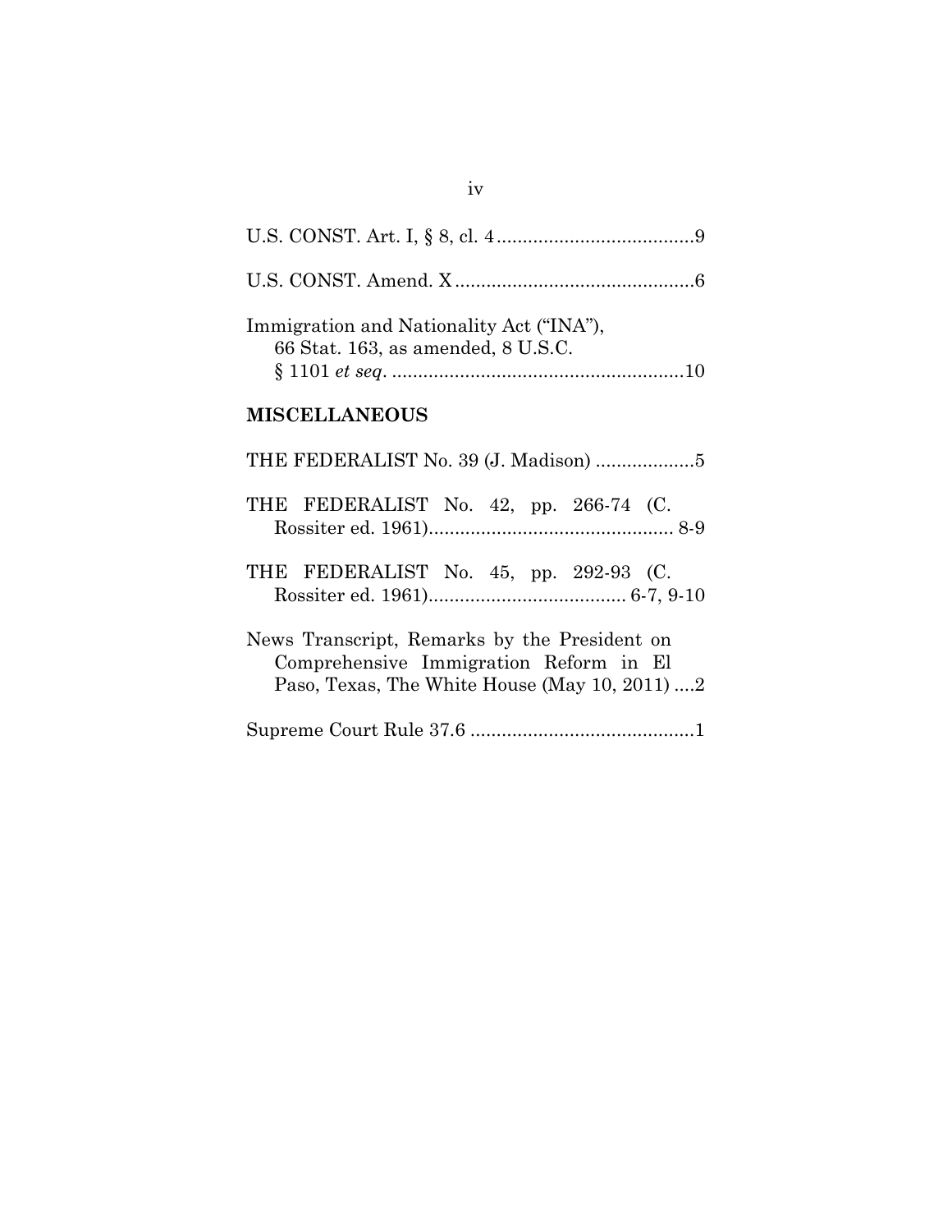U.S. CONST. Art. I, § 8, cl. 4 ......................................9

U.S. CONST. Amend. X ..............................................6

Immigration and Nationality Act ("INA"), 66 Stat. 163, as amended, 8 U.S.C. § 1101 *et seq*. .........................................................10

**MISCELLANEOUS**

THE FEDERALIST No. 39 (J. Madison) ...................5

THE FEDERALIST No. 42, pp. 266-74 (C. Rossiter ed. 1961)................................................ 8-9

THE FEDERALIST No. 45, pp. 292-93 (C. Rossiter ed. 1961)...................................... 6-7, 9-10

News Transcript, Remarks by the President on Comprehensive Immigration Reform in El Paso, Texas, The White House (May 10, 2011) ....2

Supreme Court Rule 37.6 ...........................................1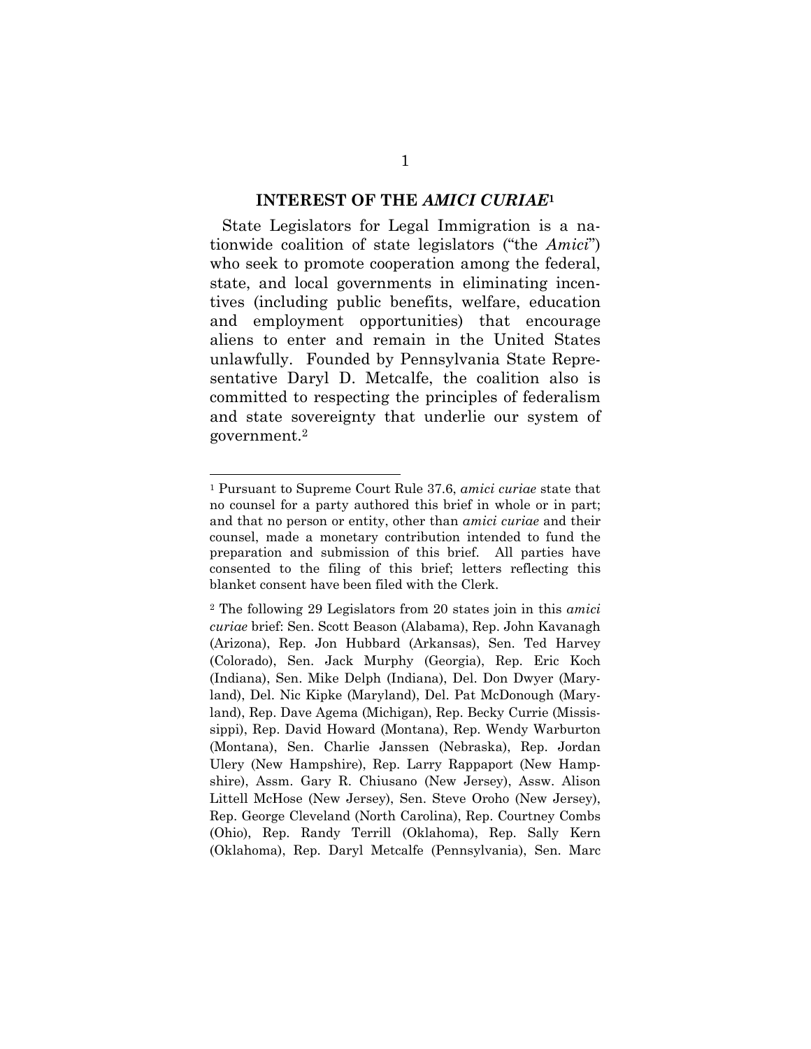## INTEREST OF THE *AMICI CURIAE*[1]

State Legislators for Legal Immigration is a nationwide coalition of state legislators ("the *Amici*") who seek to promote cooperation among the federal, state, and local governments in eliminating incentives (including public benefits, welfare, education and employment opportunities) that encourage aliens to enter and remain in the United States unlawfully. Founded by Pennsylvania State Representative Daryl D. Metcalfe, the coalition also is committed to respecting the principles of federalism and state sovereignty that underlie our system of government.[2]

---

[1] Pursuant to Supreme Court Rule 37.6, *amici curiae* state that no counsel for a party authored this brief in whole or in part; and that no person or entity, other than *amici curiae* and their counsel, made a monetary contribution intended to fund the preparation and submission of this brief. All parties have consented to the filing of this brief; letters reflecting this blanket consent have been filed with the Clerk.

[2] The following 29 Legislators from 20 states join in this *amici curiae* brief: Sen. Scott Beason (Alabama), Rep. John Kavanagh (Arizona), Rep. Jon Hubbard (Arkansas), Sen. Ted Harvey (Colorado), Sen. Jack Murphy (Georgia), Rep. Eric Koch (Indiana), Sen. Mike Delph (Indiana), Del. Don Dwyer (Maryland), Del. Nic Kipke (Maryland), Del. Pat McDonough (Maryland), Rep. Dave Agema (Michigan), Rep. Becky Currie (Mississippi), Rep. David Howard (Montana), Rep. Wendy Warburton (Montana), Sen. Charlie Janssen (Nebraska), Rep. Jordan Ulery (New Hampshire), Rep. Larry Rappaport (New Hampshire), Assm. Gary R. Chiusano (New Jersey), Assw. Alison Littell McHose (New Jersey), Sen. Steve Oroho (New Jersey), Rep. George Cleveland (North Carolina), Rep. Courtney Combs (Ohio), Rep. Randy Terrill (Oklahoma), Rep. Sally Kern (Oklahoma), Rep. Daryl Metcalfe (Pennsylvania), Sen. Marc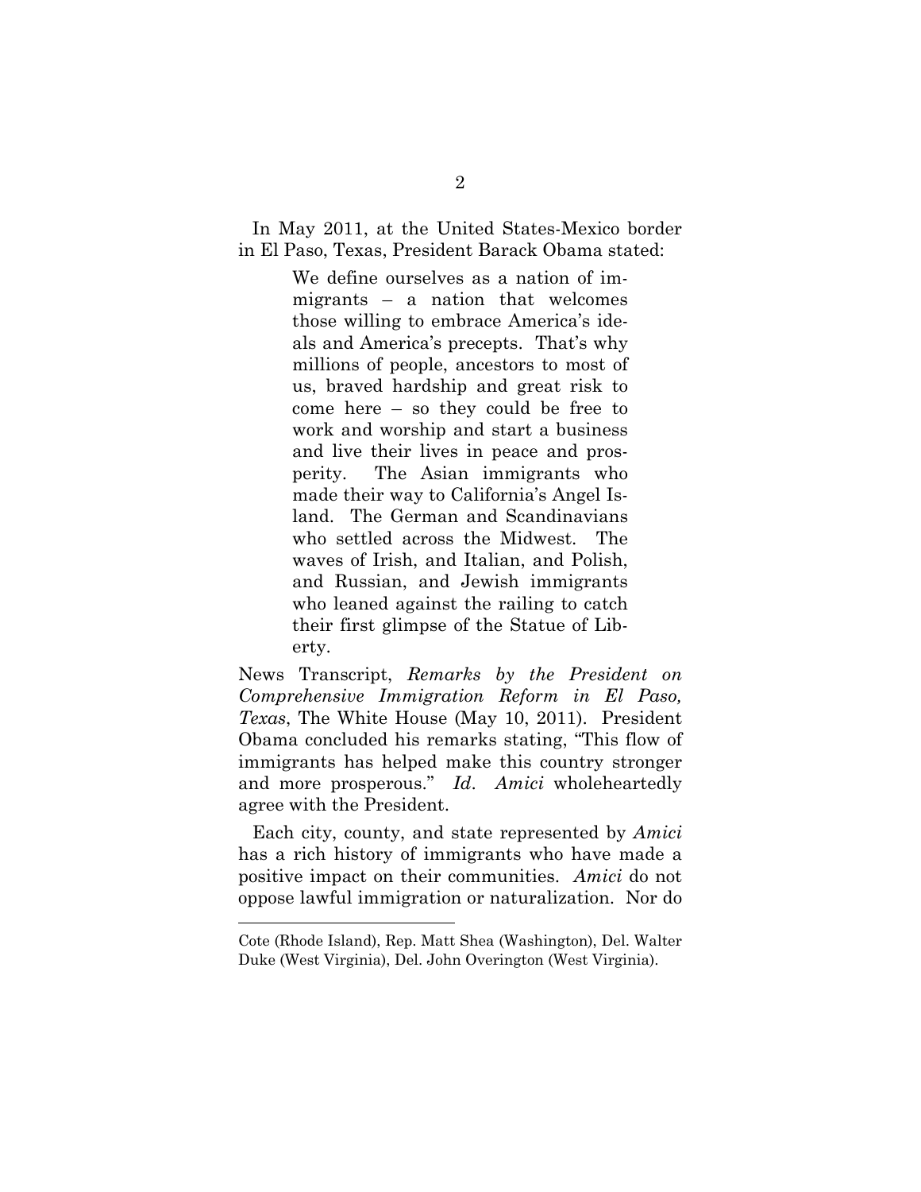In May 2011, at the United States-Mexico border in El Paso, Texas, President Barack Obama stated:

> We define ourselves as a nation of immigrants – a nation that welcomes those willing to embrace America's ideals and America's precepts. That's why millions of people, ancestors to most of us, braved hardship and great risk to come here – so they could be free to work and worship and start a business and live their lives in peace and prosperity. The Asian immigrants who made their way to California's Angel Island. The German and Scandinavians who settled across the Midwest. The waves of Irish, and Italian, and Polish, and Russian, and Jewish immigrants who leaned against the railing to catch their first glimpse of the Statue of Liberty.

News Transcript, *Remarks by the President on Comprehensive Immigration Reform in El Paso, Texas*, The White House (May 10, 2011). President Obama concluded his remarks stating, "This flow of immigrants has helped make this country stronger and more prosperous." *Id*. *Amici* wholeheartedly agree with the President.

Each city, county, and state represented by *Amici* has a rich history of immigrants who have made a positive impact on their communities. *Amici* do not oppose lawful immigration or naturalization. Nor do

---

Cote (Rhode Island), Rep. Matt Shea (Washington), Del. Walter Duke (West Virginia), Del. John Overington (West Virginia).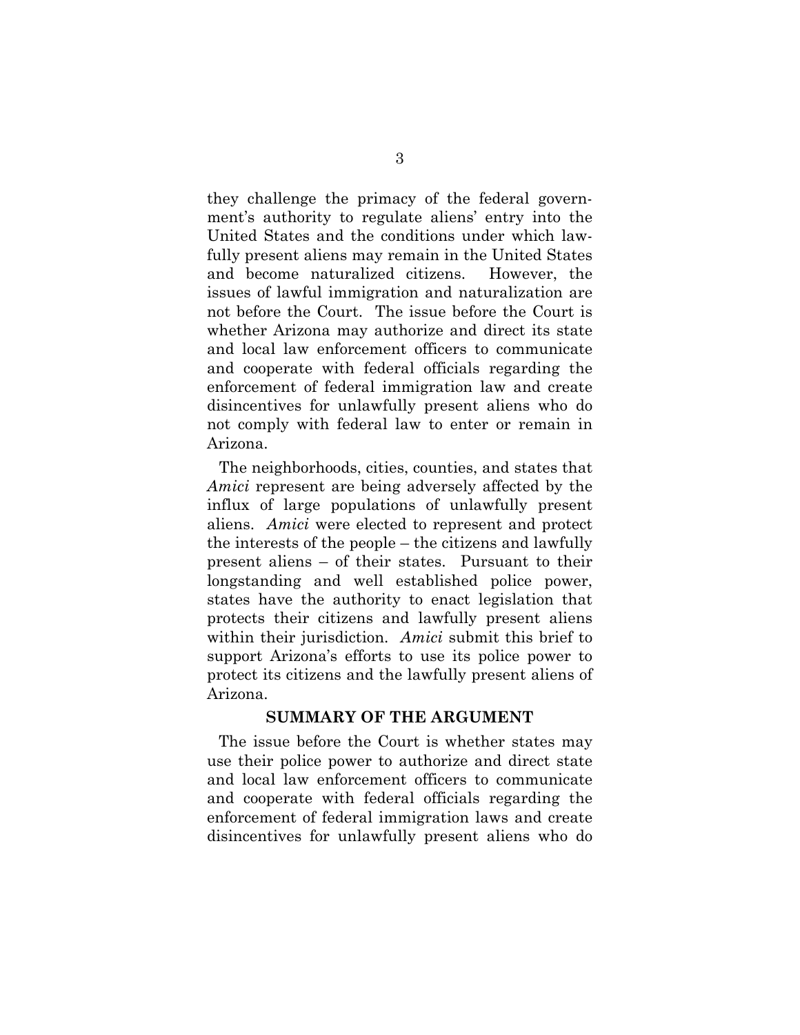they challenge the primacy of the federal government's authority to regulate aliens' entry into the United States and the conditions under which lawfully present aliens may remain in the United States and become naturalized citizens. However, the issues of lawful immigration and naturalization are not before the Court. The issue before the Court is whether Arizona may authorize and direct its state and local law enforcement officers to communicate and cooperate with federal officials regarding the enforcement of federal immigration law and create disincentives for unlawfully present aliens who do not comply with federal law to enter or remain in Arizona.

The neighborhoods, cities, counties, and states that *Amici* represent are being adversely affected by the influx of large populations of unlawfully present aliens. *Amici* were elected to represent and protect the interests of the people – the citizens and lawfully present aliens – of their states. Pursuant to their longstanding and well established police power, states have the authority to enact legislation that protects their citizens and lawfully present aliens within their jurisdiction. *Amici* submit this brief to support Arizona's efforts to use its police power to protect its citizens and the lawfully present aliens of Arizona.

## SUMMARY OF THE ARGUMENT

The issue before the Court is whether states may use their police power to authorize and direct state and local law enforcement officers to communicate and cooperate with federal officials regarding the enforcement of federal immigration laws and create disincentives for unlawfully present aliens who do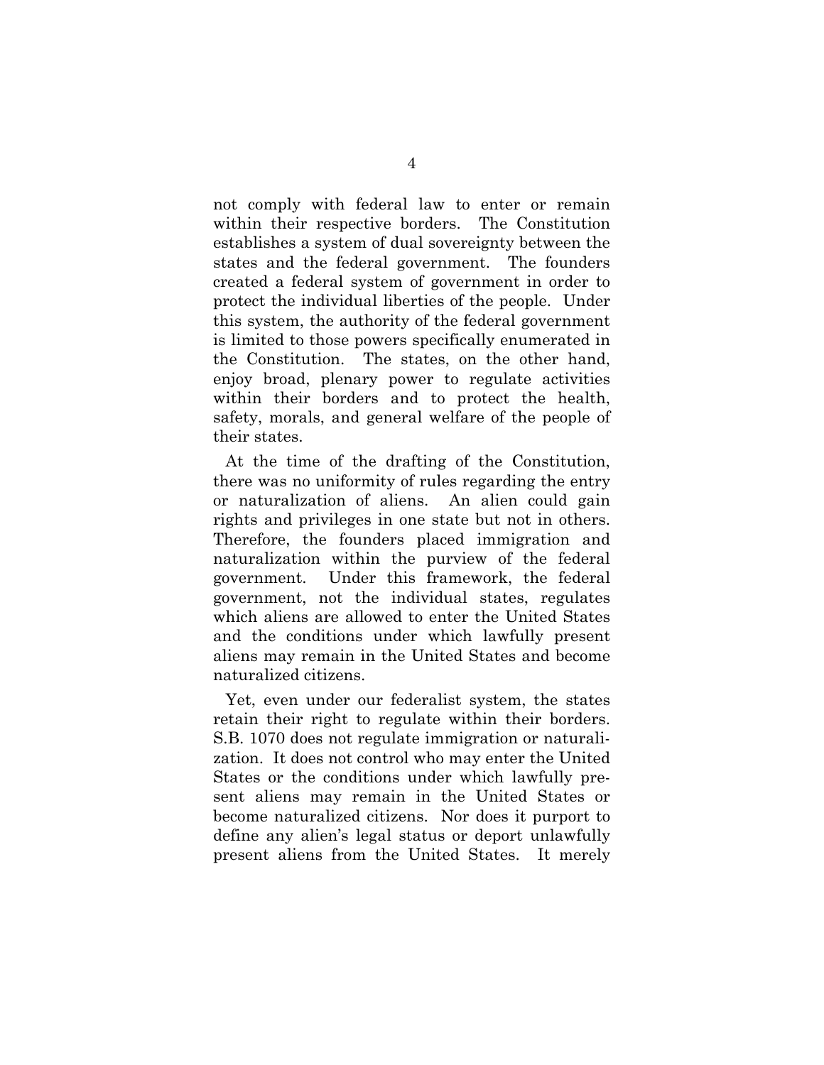not comply with federal law to enter or remain within their respective borders. The Constitution establishes a system of dual sovereignty between the states and the federal government. The founders created a federal system of government in order to protect the individual liberties of the people. Under this system, the authority of the federal government is limited to those powers specifically enumerated in the Constitution. The states, on the other hand, enjoy broad, plenary power to regulate activities within their borders and to protect the health, safety, morals, and general welfare of the people of their states.

At the time of the drafting of the Constitution, there was no uniformity of rules regarding the entry or naturalization of aliens. An alien could gain rights and privileges in one state but not in others. Therefore, the founders placed immigration and naturalization within the purview of the federal government. Under this framework, the federal government, not the individual states, regulates which aliens are allowed to enter the United States and the conditions under which lawfully present aliens may remain in the United States and become naturalized citizens.

Yet, even under our federalist system, the states retain their right to regulate within their borders. S.B. 1070 does not regulate immigration or naturalization. It does not control who may enter the United States or the conditions under which lawfully present aliens may remain in the United States or become naturalized citizens. Nor does it purport to define any alien's legal status or deport unlawfully present aliens from the United States. It merely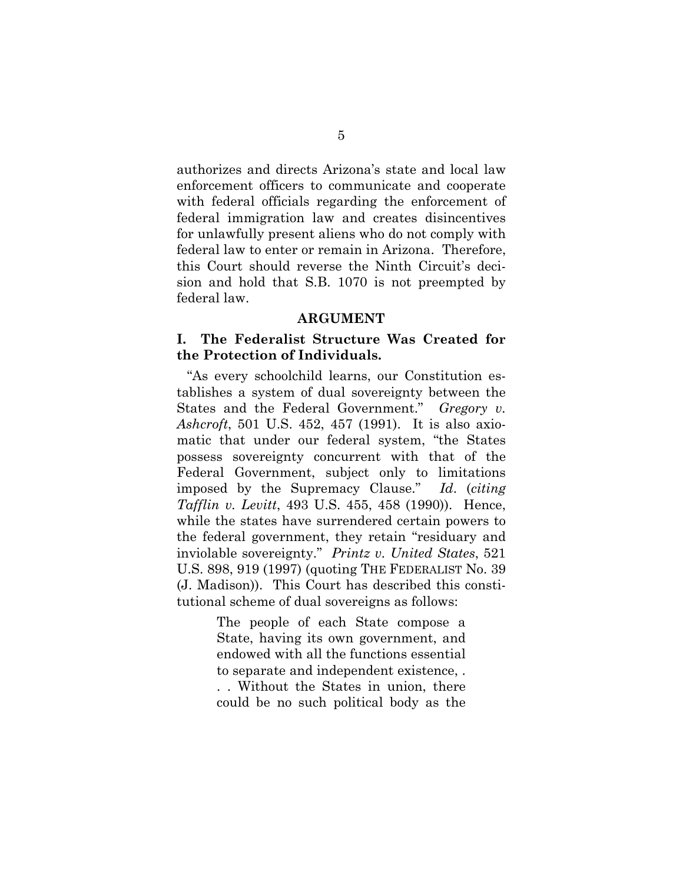authorizes and directs Arizona's state and local law enforcement officers to communicate and cooperate with federal officials regarding the enforcement of federal immigration law and creates disincentives for unlawfully present aliens who do not comply with federal law to enter or remain in Arizona. Therefore, this Court should reverse the Ninth Circuit's decision and hold that S.B. 1070 is not preempted by federal law.

## ARGUMENT

### I. The Federalist Structure Was Created for the Protection of Individuals.

"As every schoolchild learns, our Constitution establishes a system of dual sovereignty between the States and the Federal Government." *Gregory v. Ashcroft*, 501 U.S. 452, 457 (1991). It is also axiomatic that under our federal system, "the States possess sovereignty concurrent with that of the Federal Government, subject only to limitations imposed by the Supremacy Clause." *Id*. (*citing Tafflin v. Levitt*, 493 U.S. 455, 458 (1990)). Hence, while the states have surrendered certain powers to the federal government, they retain "residuary and inviolable sovereignty." *Printz v. United States*, 521 U.S. 898, 919 (1997) (quoting THE FEDERALIST No. 39 (J. Madison)). This Court has described this constitutional scheme of dual sovereigns as follows:

> The people of each State compose a State, having its own government, and endowed with all the functions essential to separate and independent existence, . . . Without the States in union, there could be no such political body as the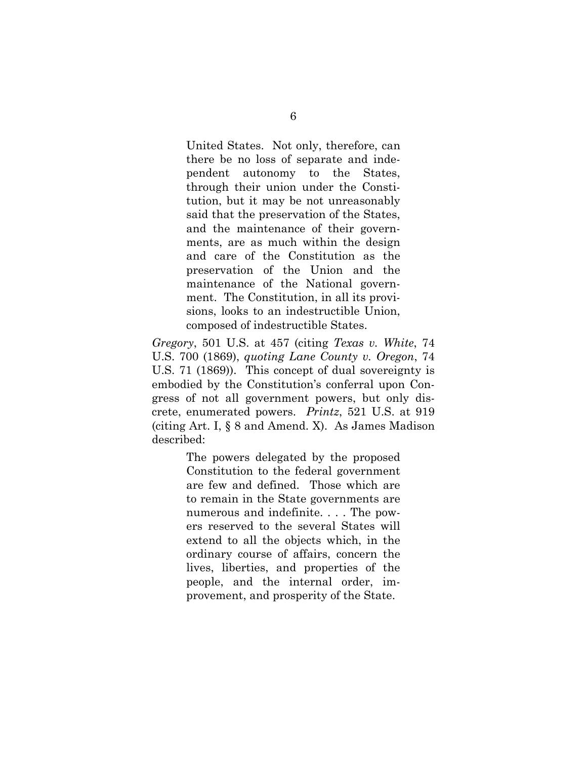> United States. Not only, therefore, can there be no loss of separate and independent autonomy to the States, through their union under the Constitution, but it may be not unreasonably said that the preservation of the States, and the maintenance of their governments, are as much within the design and care of the Constitution as the preservation of the Union and the maintenance of the National government. The Constitution, in all its provisions, looks to an indestructible Union, composed of indestructible States.

*Gregory*, 501 U.S. at 457 (citing *Texas v. White*, 74 U.S. 700 (1869), *quoting Lane County v. Oregon*, 74 U.S. 71 (1869)). This concept of dual sovereignty is embodied by the Constitution's conferral upon Congress of not all government powers, but only discrete, enumerated powers. *Printz*, 521 U.S. at 919 (citing Art. I, § 8 and Amend. X). As James Madison described:

> The powers delegated by the proposed Constitution to the federal government are few and defined. Those which are to remain in the State governments are numerous and indefinite. . . . The powers reserved to the several States will extend to all the objects which, in the ordinary course of affairs, concern the lives, liberties, and properties of the people, and the internal order, improvement, and prosperity of the State.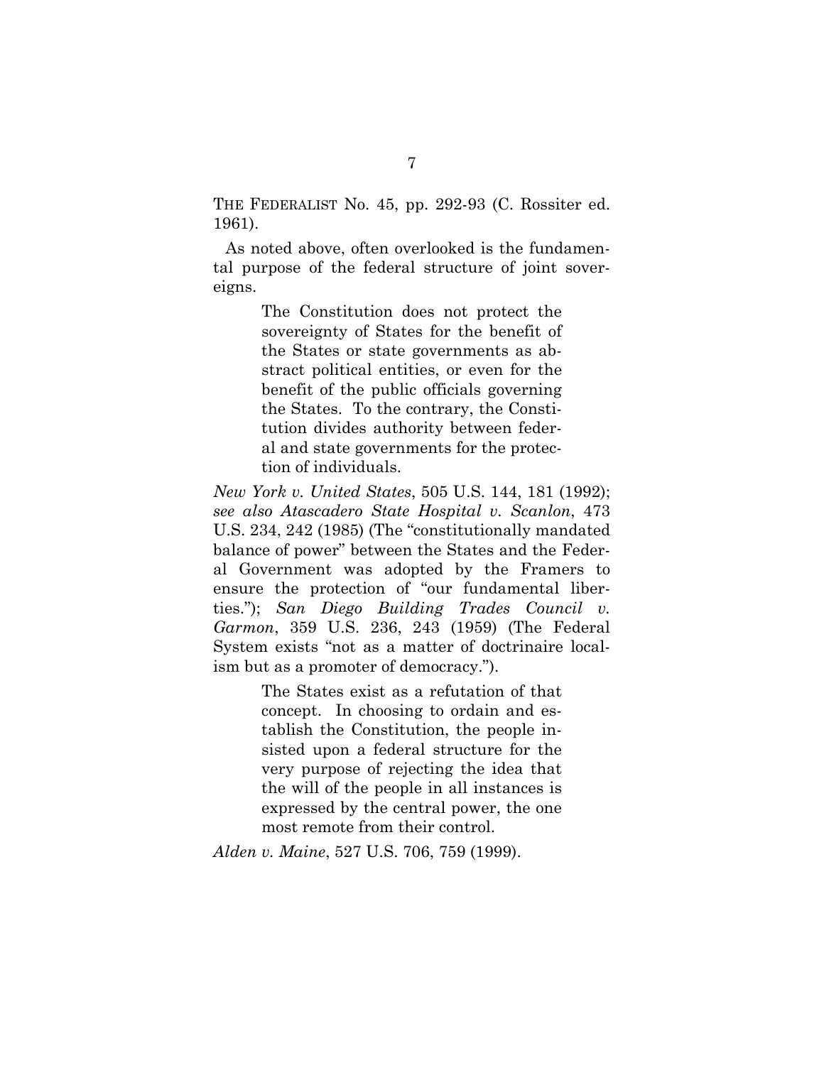THE FEDERALIST No. 45, pp. 292-93 (C. Rossiter ed. 1961).

As noted above, often overlooked is the fundamental purpose of the federal structure of joint sovereigns.

> The Constitution does not protect the sovereignty of States for the benefit of the States or state governments as abstract political entities, or even for the benefit of the public officials governing the States. To the contrary, the Constitution divides authority between federal and state governments for the protection of individuals.

*New York v. United States*, 505 U.S. 144, 181 (1992); *see also Atascadero State Hospital v. Scanlon*, 473 U.S. 234, 242 (1985) (The "constitutionally mandated balance of power" between the States and the Federal Government was adopted by the Framers to ensure the protection of "our fundamental liberties."); *San Diego Building Trades Council v. Garmon*, 359 U.S. 236, 243 (1959) (The Federal System exists "not as a matter of doctrinaire localism but as a promoter of democracy.").

> The States exist as a refutation of that concept. In choosing to ordain and establish the Constitution, the people insisted upon a federal structure for the very purpose of rejecting the idea that the will of the people in all instances is expressed by the central power, the one most remote from their control.

*Alden v. Maine*, 527 U.S. 706, 759 (1999).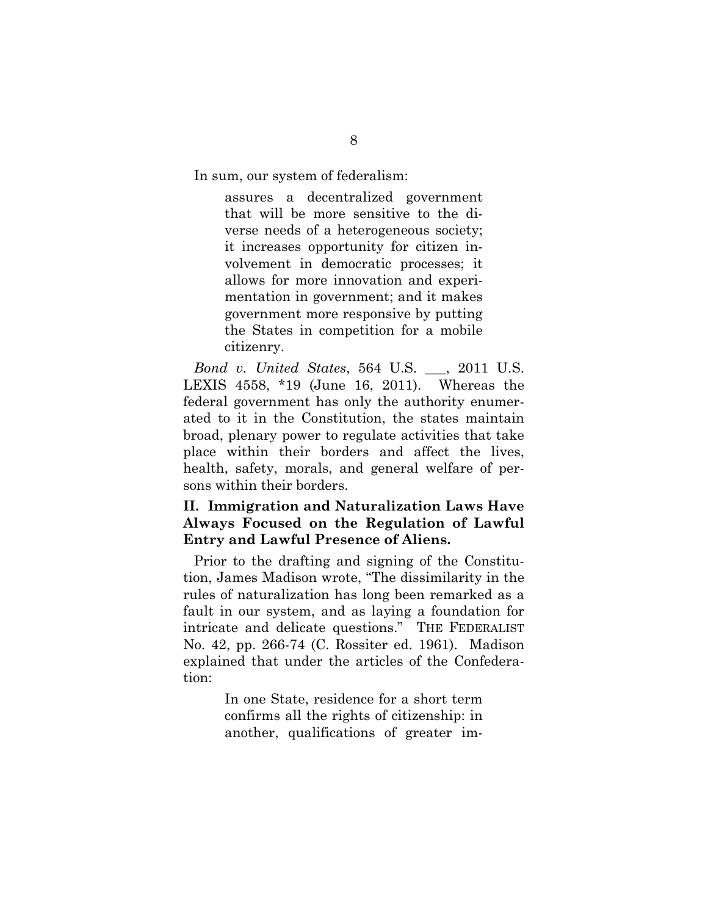In sum, our system of federalism:

> assures a decentralized government that will be more sensitive to the diverse needs of a heterogeneous society; it increases opportunity for citizen involvement in democratic processes; it allows for more innovation and experimentation in government; and it makes government more responsive by putting the States in competition for a mobile citizenry.

*Bond v. United States*, 564 U.S. \_\_\_, 2011 U.S. LEXIS 4558, *19 (June 16, 2011). Whereas the federal government has only the authority enumerated to it in the Constitution, the states maintain broad, plenary power to regulate activities that take place within their borders and affect the lives, health, safety, morals, and general welfare of persons within their borders.

## II. Immigration and Naturalization Laws Have Always Focused on the Regulation of Lawful Entry and Lawful Presence of Aliens.

Prior to the drafting and signing of the Constitution, James Madison wrote, "The dissimilarity in the rules of naturalization has long been remarked as a fault in our system, and as laying a foundation for intricate and delicate questions." THE FEDERALIST No. 42, pp. 266-74 (C. Rossiter ed. 1961). Madison explained that under the articles of the Confederation:

> In one State, residence for a short term confirms all the rights of citizenship: in another, qualifications of greater im-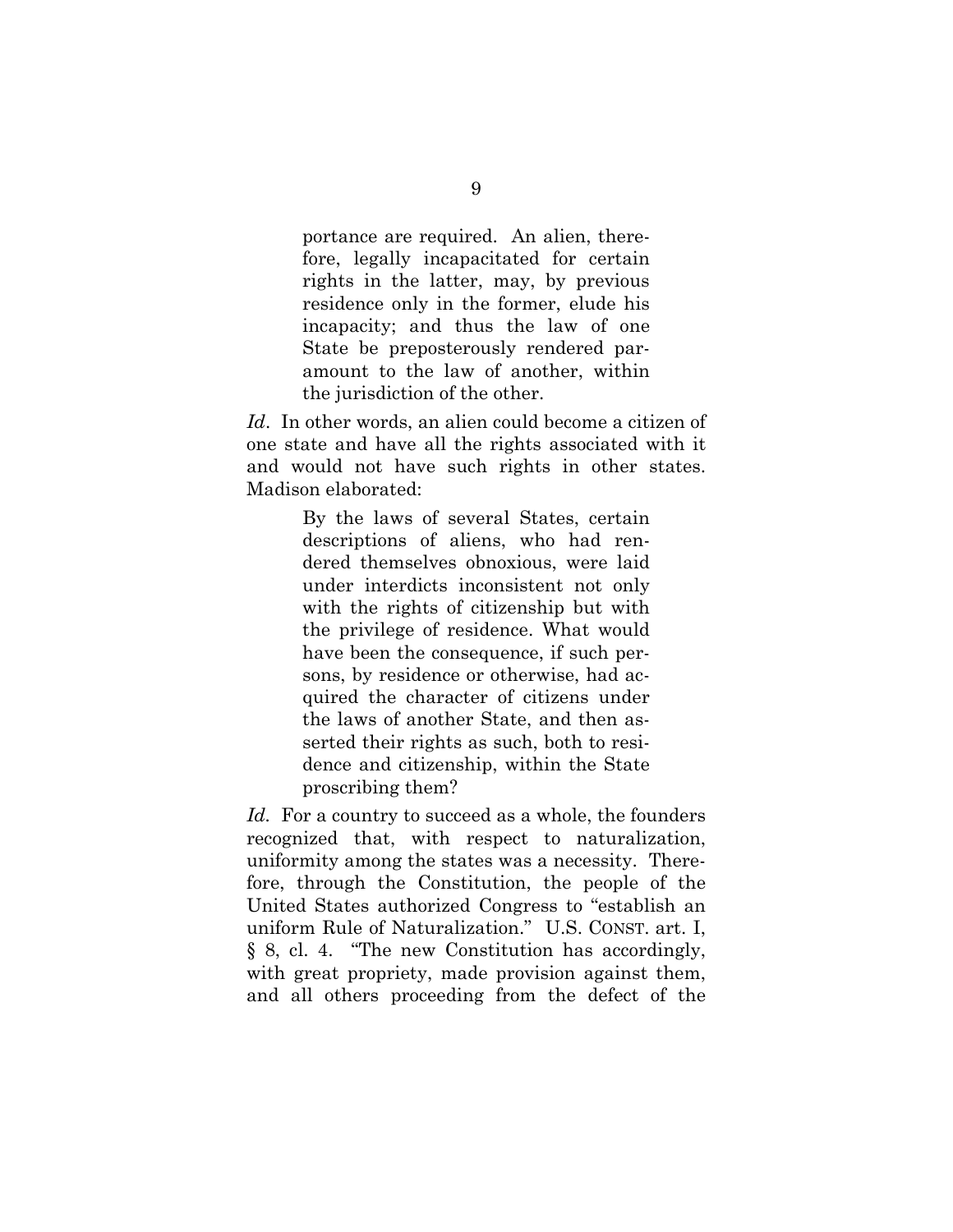> portance are required. An alien, therefore, legally incapacitated for certain rights in the latter, may, by previous residence only in the former, elude his incapacity; and thus the law of one State be preposterously rendered paramount to the law of another, within the jurisdiction of the other.

*Id*. In other words, an alien could become a citizen of one state and have all the rights associated with it and would not have such rights in other states. Madison elaborated:

> By the laws of several States, certain descriptions of aliens, who had rendered themselves obnoxious, were laid under interdicts inconsistent not only with the rights of citizenship but with the privilege of residence. What would have been the consequence, if such persons, by residence or otherwise, had acquired the character of citizens under the laws of another State, and then asserted their rights as such, both to residence and citizenship, within the State proscribing them?

*Id*. For a country to succeed as a whole, the founders recognized that, with respect to naturalization, uniformity among the states was a necessity. Therefore, through the Constitution, the people of the United States authorized Congress to "establish an uniform Rule of Naturalization." U.S. CONST. art. I, § 8, cl. 4. "The new Constitution has accordingly, with great propriety, made provision against them, and all others proceeding from the defect of the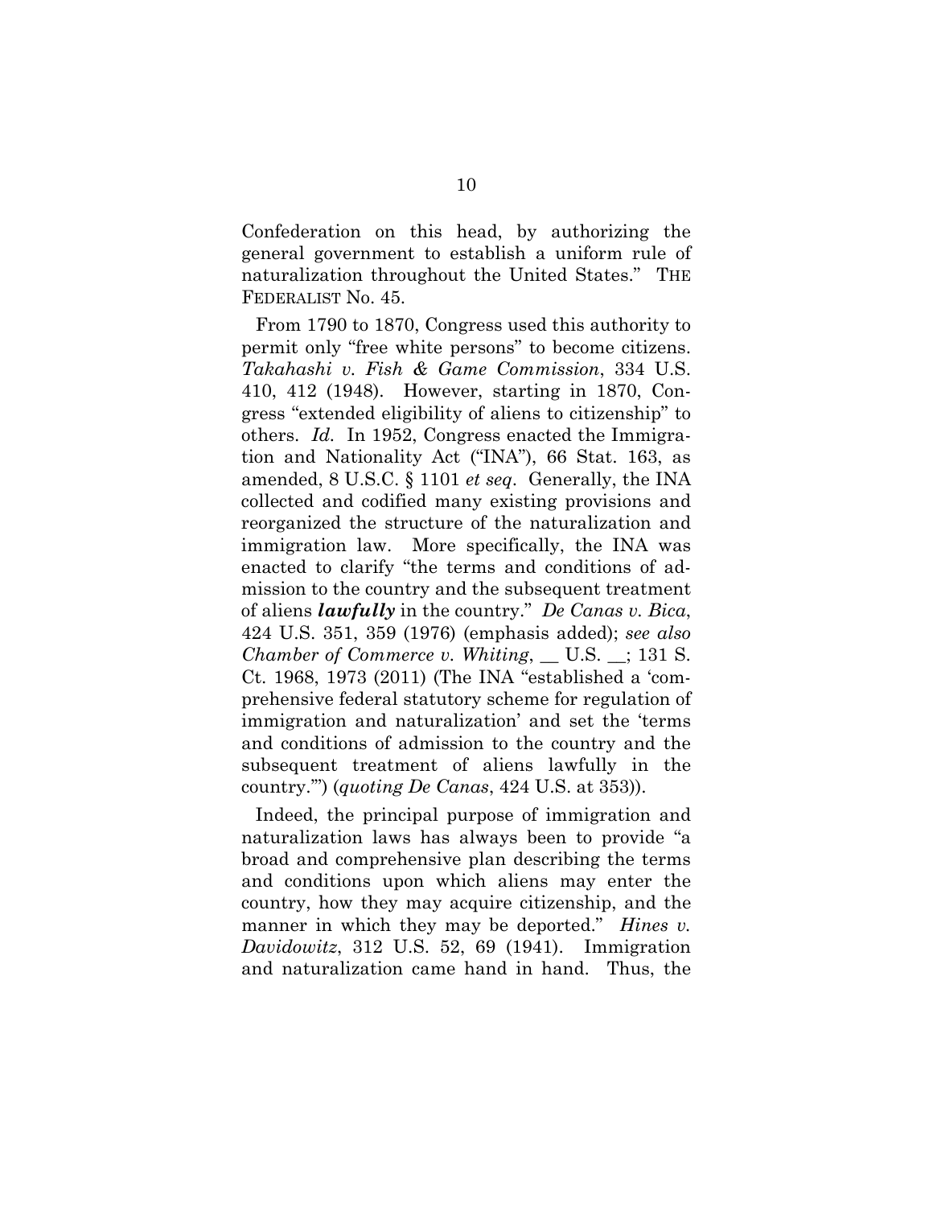Confederation on this head, by authorizing the general government to establish a uniform rule of naturalization throughout the United States." THE FEDERALIST No. 45.

From 1790 to 1870, Congress used this authority to permit only "free white persons" to become citizens. *Takahashi v. Fish & Game Commission*, 334 U.S. 410, 412 (1948). However, starting in 1870, Congress "extended eligibility of aliens to citizenship" to others. *Id.* In 1952, Congress enacted the Immigration and Nationality Act ("INA"), 66 Stat. 163, as amended, 8 U.S.C. § 1101 *et seq*. Generally, the INA collected and codified many existing provisions and reorganized the structure of the naturalization and immigration law. More specifically, the INA was enacted to clarify "the terms and conditions of admission to the country and the subsequent treatment of aliens ***lawfully*** in the country." *De Canas v. Bica*, 424 U.S. 351, 359 (1976) (emphasis added); *see also Chamber of Commerce v. Whiting*, __ U.S. __; 131 S. Ct. 1968, 1973 (2011) (The INA "established a 'comprehensive federal statutory scheme for regulation of immigration and naturalization' and set the 'terms and conditions of admission to the country and the subsequent treatment of aliens lawfully in the country.'") (*quoting De Canas*, 424 U.S. at 353)).

Indeed, the principal purpose of immigration and naturalization laws has always been to provide "a broad and comprehensive plan describing the terms and conditions upon which aliens may enter the country, how they may acquire citizenship, and the manner in which they may be deported." *Hines v. Davidowitz*, 312 U.S. 52, 69 (1941). Immigration and naturalization came hand in hand. Thus, the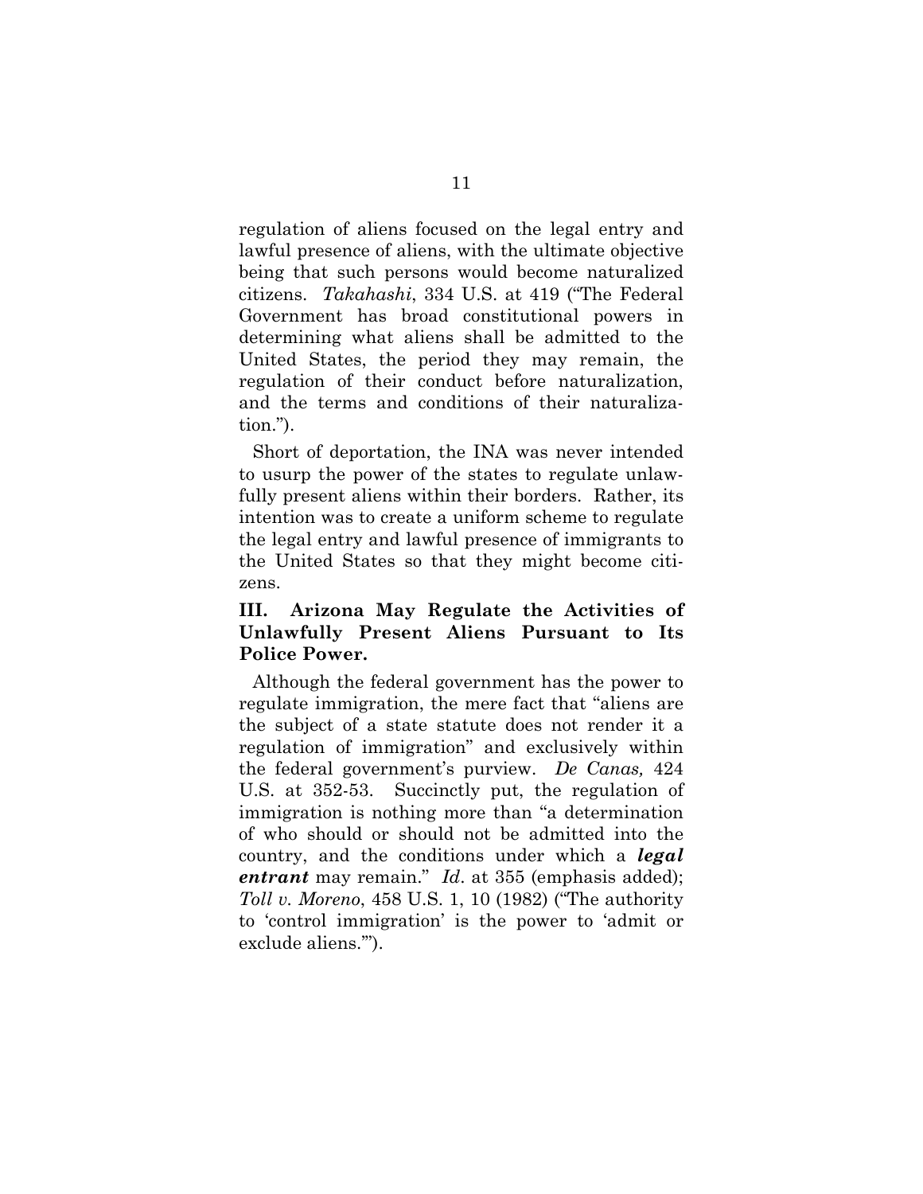regulation of aliens focused on the legal entry and lawful presence of aliens, with the ultimate objective being that such persons would become naturalized citizens. *Takahashi*, 334 U.S. at 419 ("The Federal Government has broad constitutional powers in determining what aliens shall be admitted to the United States, the period they may remain, the regulation of their conduct before naturalization, and the terms and conditions of their naturalization.").

Short of deportation, the INA was never intended to usurp the power of the states to regulate unlawfully present aliens within their borders. Rather, its intention was to create a uniform scheme to regulate the legal entry and lawful presence of immigrants to the United States so that they might become citizens.

## III. Arizona May Regulate the Activities of Unlawfully Present Aliens Pursuant to Its Police Power.

Although the federal government has the power to regulate immigration, the mere fact that "aliens are the subject of a state statute does not render it a regulation of immigration" and exclusively within the federal government's purview. *De Canas,* 424 U.S. at 352-53. Succinctly put, the regulation of immigration is nothing more than "a determination of who should or should not be admitted into the country, and the conditions under which a ***legal entrant*** may remain." *Id*. at 355 (emphasis added); *Toll v. Moreno*, 458 U.S. 1, 10 (1982) ("The authority to 'control immigration' is the power to 'admit or exclude aliens.'").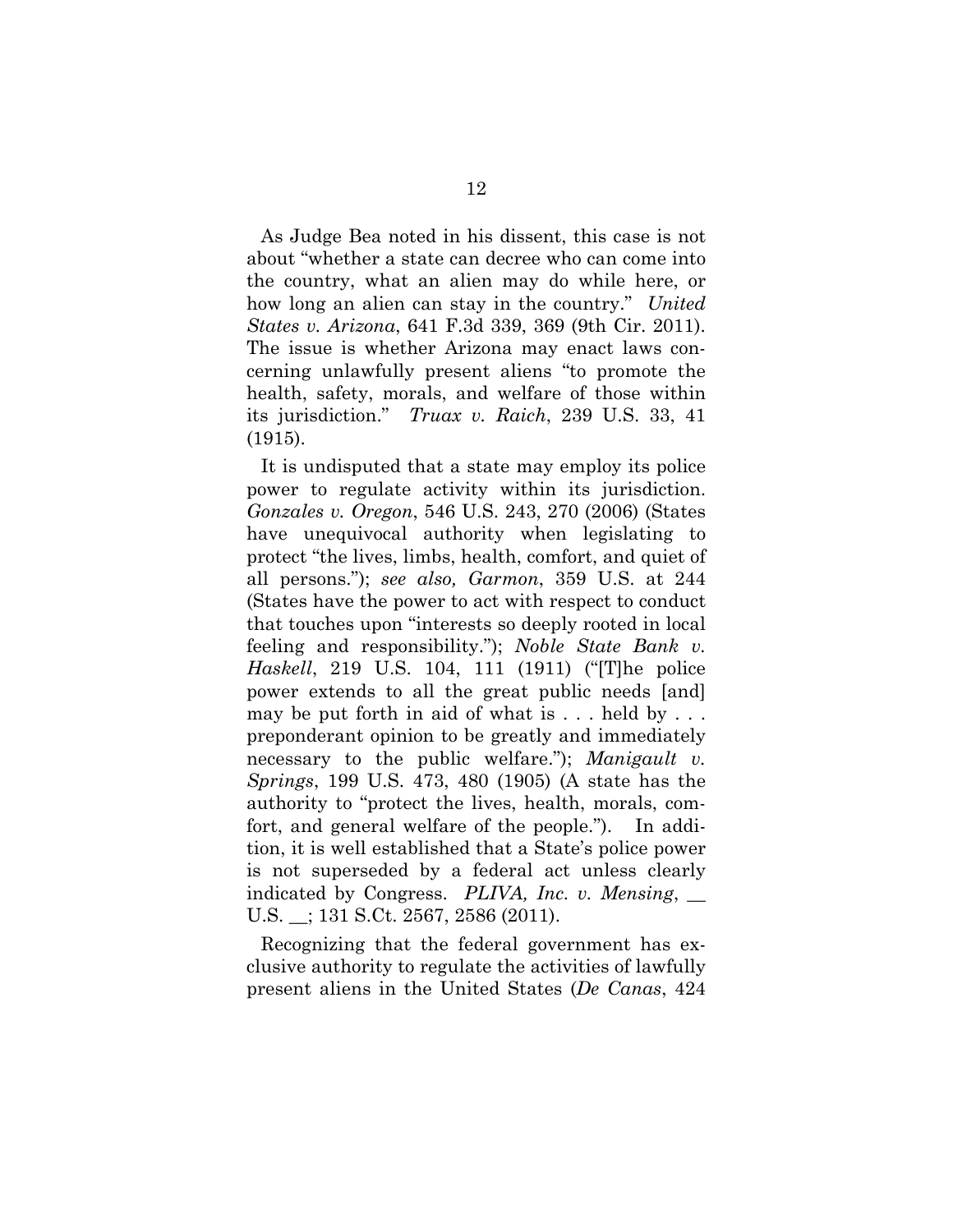As Judge Bea noted in his dissent, this case is not about "whether a state can decree who can come into the country, what an alien may do while here, or how long an alien can stay in the country." *United States v. Arizona*, 641 F.3d 339, 369 (9th Cir. 2011). The issue is whether Arizona may enact laws concerning unlawfully present aliens "to promote the health, safety, morals, and welfare of those within its jurisdiction." *Truax v. Raich*, 239 U.S. 33, 41 (1915).

It is undisputed that a state may employ its police power to regulate activity within its jurisdiction. *Gonzales v. Oregon*, 546 U.S. 243, 270 (2006) (States have unequivocal authority when legislating to protect "the lives, limbs, health, comfort, and quiet of all persons."); *see also, Garmon*, 359 U.S. at 244 (States have the power to act with respect to conduct that touches upon "interests so deeply rooted in local feeling and responsibility."); *Noble State Bank v. Haskell*, 219 U.S. 104, 111 (1911) ("[T]he police power extends to all the great public needs [and] may be put forth in aid of what is . . . held by . . . preponderant opinion to be greatly and immediately necessary to the public welfare."); *Manigault v. Springs*, 199 U.S. 473, 480 (1905) (A state has the authority to "protect the lives, health, morals, comfort, and general welfare of the people."). In addition, it is well established that a State's police power is not superseded by a federal act unless clearly indicated by Congress. *PLIVA, Inc. v. Mensing*, __ U.S. __; 131 S.Ct. 2567, 2586 (2011).

Recognizing that the federal government has exclusive authority to regulate the activities of lawfully present aliens in the United States (*De Canas*, 424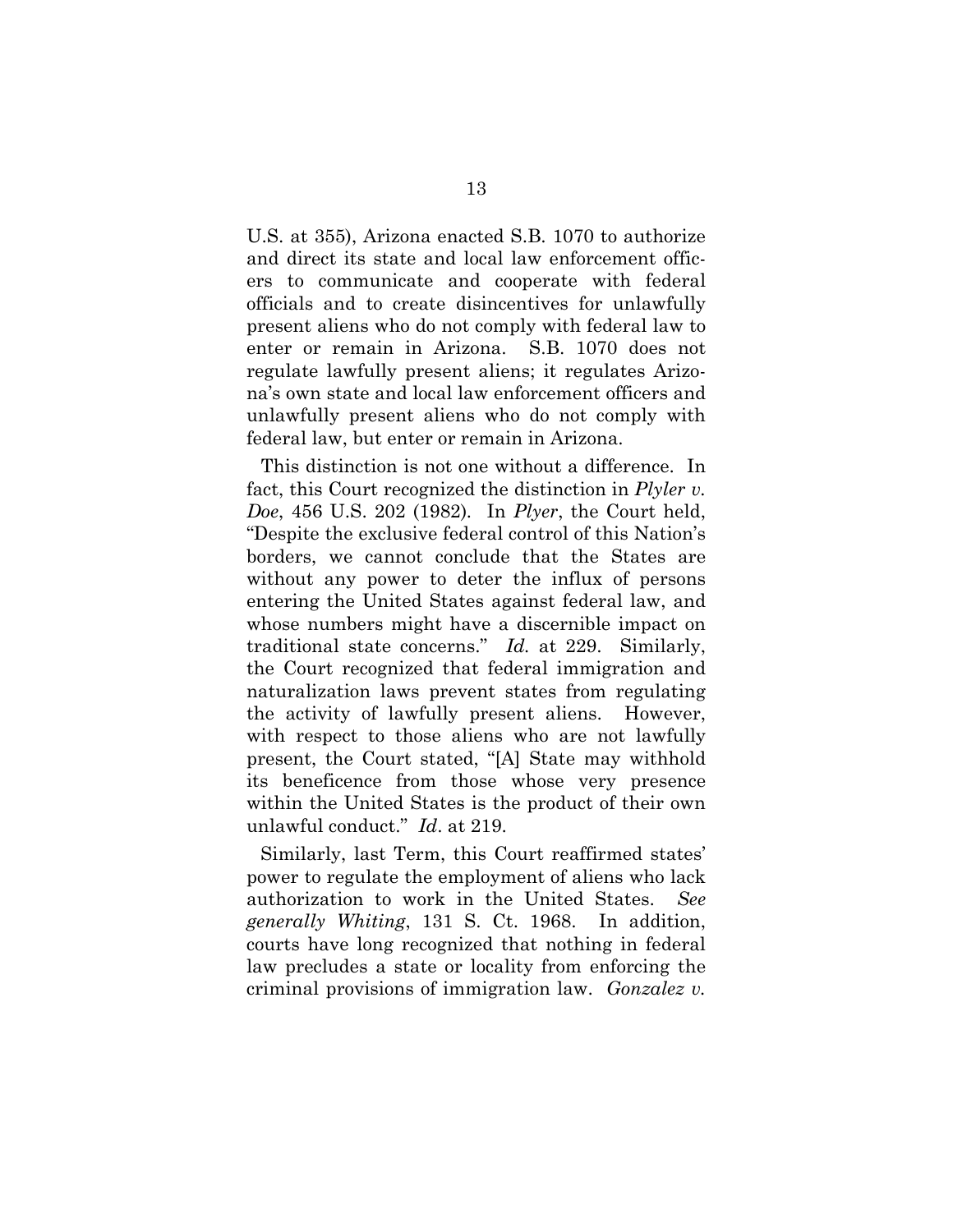U.S. at 355), Arizona enacted S.B. 1070 to authorize and direct its state and local law enforcement officers to communicate and cooperate with federal officials and to create disincentives for unlawfully present aliens who do not comply with federal law to enter or remain in Arizona. S.B. 1070 does not regulate lawfully present aliens; it regulates Arizona's own state and local law enforcement officers and unlawfully present aliens who do not comply with federal law, but enter or remain in Arizona.

This distinction is not one without a difference. In fact, this Court recognized the distinction in *Plyler v. Doe*, 456 U.S. 202 (1982). In *Plyer*, the Court held, "Despite the exclusive federal control of this Nation's borders, we cannot conclude that the States are without any power to deter the influx of persons entering the United States against federal law, and whose numbers might have a discernible impact on traditional state concerns." *Id.* at 229. Similarly, the Court recognized that federal immigration and naturalization laws prevent states from regulating the activity of lawfully present aliens. However, with respect to those aliens who are not lawfully present, the Court stated, "[A] State may withhold its beneficence from those whose very presence within the United States is the product of their own unlawful conduct." *Id*. at 219.

Similarly, last Term, this Court reaffirmed states' power to regulate the employment of aliens who lack authorization to work in the United States. *See generally Whiting*, 131 S. Ct. 1968. In addition, courts have long recognized that nothing in federal law precludes a state or locality from enforcing the criminal provisions of immigration law. *Gonzalez v.*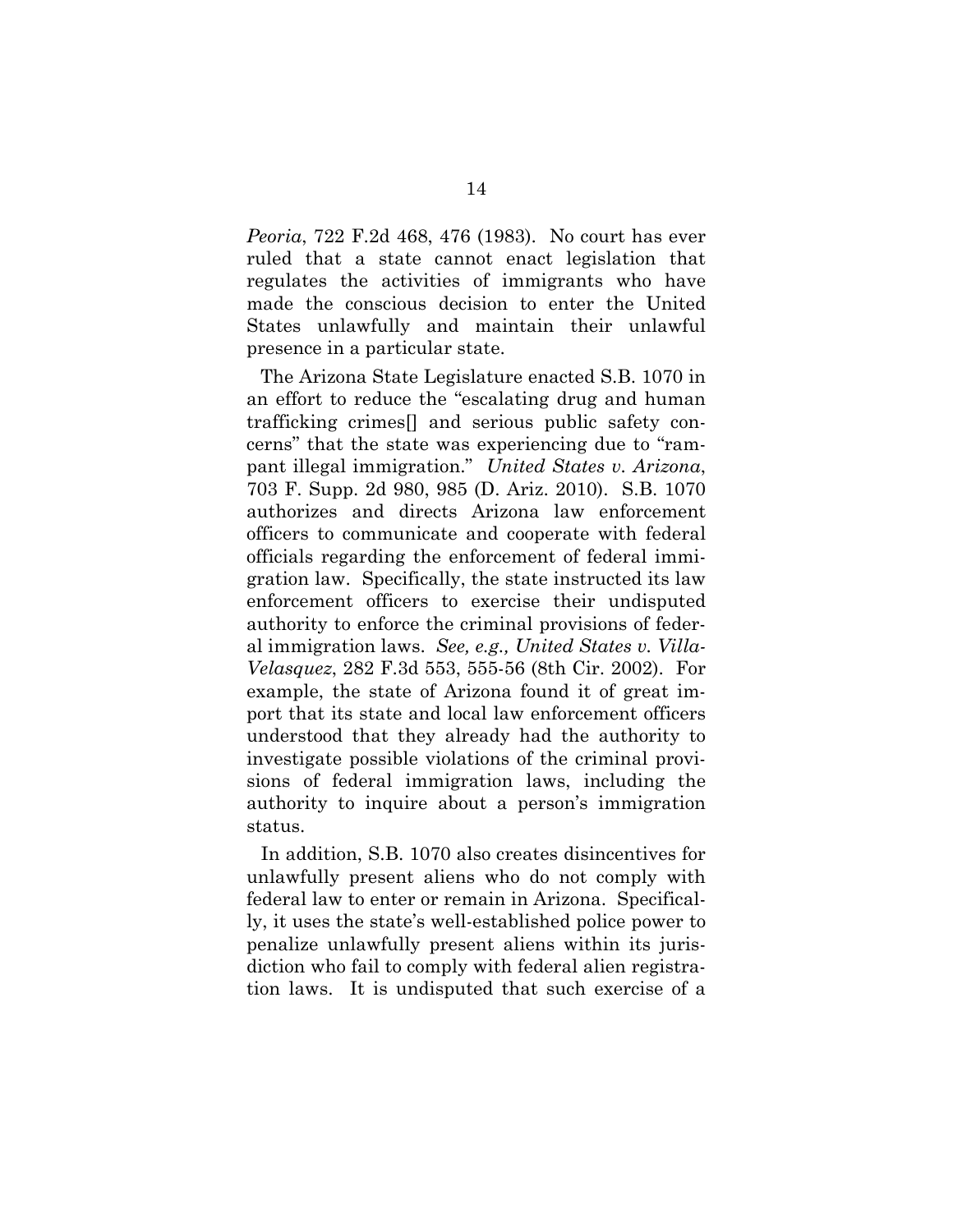*Peoria*, 722 F.2d 468, 476 (1983). No court has ever ruled that a state cannot enact legislation that regulates the activities of immigrants who have made the conscious decision to enter the United States unlawfully and maintain their unlawful presence in a particular state.

The Arizona State Legislature enacted S.B. 1070 in an effort to reduce the "escalating drug and human trafficking crimes[] and serious public safety concerns" that the state was experiencing due to "rampant illegal immigration." *United States v. Arizona*, 703 F. Supp. 2d 980, 985 (D. Ariz. 2010). S.B. 1070 authorizes and directs Arizona law enforcement officers to communicate and cooperate with federal officials regarding the enforcement of federal immigration law. Specifically, the state instructed its law enforcement officers to exercise their undisputed authority to enforce the criminal provisions of federal immigration laws. *See, e.g., United States v. Villa-Velasquez*, 282 F.3d 553, 555-56 (8th Cir. 2002). For example, the state of Arizona found it of great import that its state and local law enforcement officers understood that they already had the authority to investigate possible violations of the criminal provisions of federal immigration laws, including the authority to inquire about a person's immigration status.

In addition, S.B. 1070 also creates disincentives for unlawfully present aliens who do not comply with federal law to enter or remain in Arizona. Specifically, it uses the state's well-established police power to penalize unlawfully present aliens within its jurisdiction who fail to comply with federal alien registration laws. It is undisputed that such exercise of a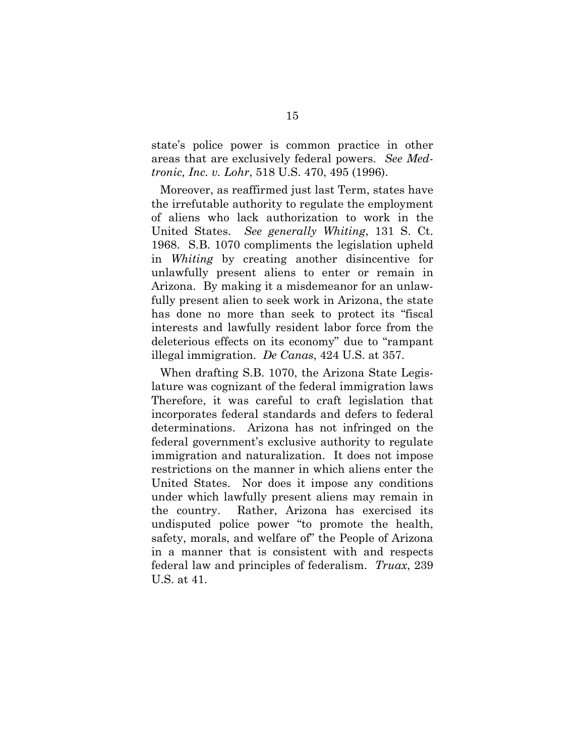state's police power is common practice in other areas that are exclusively federal powers. *See Medtronic, Inc. v. Lohr*, 518 U.S. 470, 495 (1996).

Moreover, as reaffirmed just last Term, states have the irrefutable authority to regulate the employment of aliens who lack authorization to work in the United States. *See generally Whiting*, 131 S. Ct. 1968. S.B. 1070 compliments the legislation upheld in *Whiting* by creating another disincentive for unlawfully present aliens to enter or remain in Arizona. By making it a misdemeanor for an unlawfully present alien to seek work in Arizona, the state has done no more than seek to protect its "fiscal interests and lawfully resident labor force from the deleterious effects on its economy" due to "rampant illegal immigration. *De Canas*, 424 U.S. at 357.

When drafting S.B. 1070, the Arizona State Legislature was cognizant of the federal immigration laws Therefore, it was careful to craft legislation that incorporates federal standards and defers to federal determinations. Arizona has not infringed on the federal government's exclusive authority to regulate immigration and naturalization. It does not impose restrictions on the manner in which aliens enter the United States. Nor does it impose any conditions under which lawfully present aliens may remain in the country. Rather, Arizona has exercised its undisputed police power "to promote the health, safety, morals, and welfare of" the People of Arizona in a manner that is consistent with and respects federal law and principles of federalism. *Truax*, 239 U.S. at 41.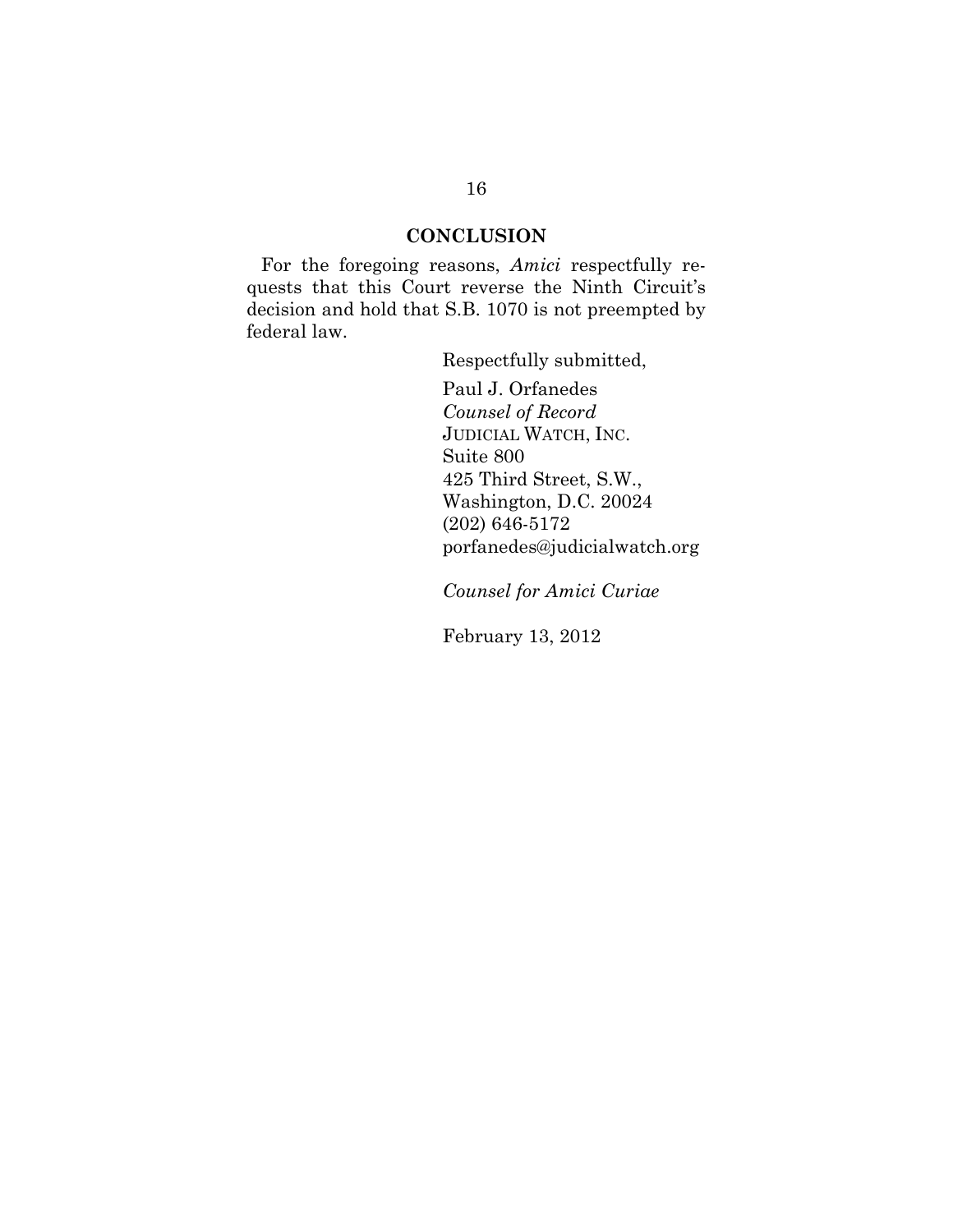## CONCLUSION

For the foregoing reasons, *Amici* respectfully requests that this Court reverse the Ninth Circuit's decision and hold that S.B. 1070 is not preempted by federal law.

Respectfully submitted,

Paul J. Orfanedes
*Counsel of Record*
JUDICIAL WATCH, INC.
Suite 800
425 Third Street, S.W.,
Washington, D.C. 20024
(202) 646-5172
porfanedes@judicialwatch.org

*Counsel for Amici Curiae*

February 13, 2012